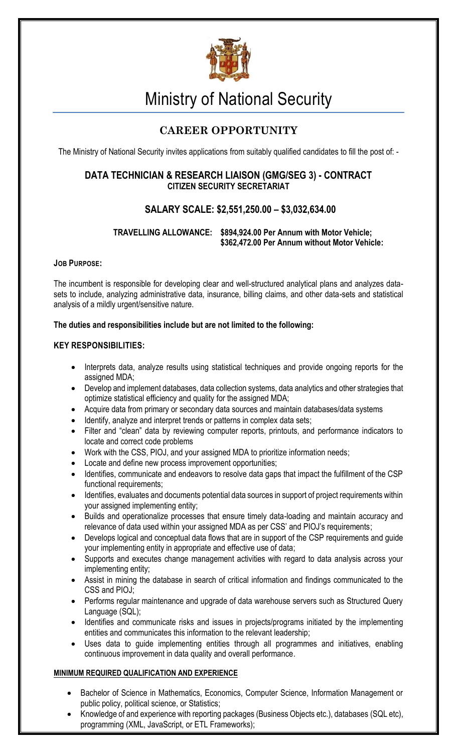# Ministry of National Security

## CAREER OPPORTUNITY

The Ministry of National Security invites applications from suitably qualified candidates to fill the post of: -

### DATA TECHNICIAN & RESEARCH LIAISON (GMG/SEG 3) - CONTRACT
**CITIZEN SECURITY SECRETARIAT**

### SALARY SCALE: $2,551,250.00 – $3,032,634.00

**TRAVELLING ALLOWANCE: $894,924.00 Per Annum with Motor Vehicle; $362,472.00 Per Annum without Motor Vehicle:**

**JOB PURPOSE:**

The incumbent is responsible for developing clear and well-structured analytical plans and analyzes data-sets to include, analyzing administrative data, insurance, billing claims, and other data-sets and statistical analysis of a mildly urgent/sensitive nature.

**The duties and responsibilities include but are not limited to the following:**

**KEY RESPONSIBILITIES:**

- Interprets data, analyze results using statistical techniques and provide ongoing reports for the assigned MDA;
- Develop and implement databases, data collection systems, data analytics and other strategies that optimize statistical efficiency and quality for the assigned MDA;
- Acquire data from primary or secondary data sources and maintain databases/data systems
- Identify, analyze and interpret trends or patterns in complex data sets;
- Filter and "clean" data by reviewing computer reports, printouts, and performance indicators to locate and correct code problems
- Work with the CSS, PIOJ, and your assigned MDA to prioritize information needs;
- Locate and define new process improvement opportunities;
- Identifies, communicate and endeavors to resolve data gaps that impact the fulfillment of the CSP functional requirements;
- Identifies, evaluates and documents potential data sources in support of project requirements within your assigned implementing entity;
- Builds and operationalize processes that ensure timely data-loading and maintain accuracy and relevance of data used within your assigned MDA as per CSS' and PIOJ's requirements;
- Develops logical and conceptual data flows that are in support of the CSP requirements and guide your implementing entity in appropriate and effective use of data;
- Supports and executes change management activities with regard to data analysis across your implementing entity;
- Assist in mining the database in search of critical information and findings communicated to the CSS and PIOJ;
- Performs regular maintenance and upgrade of data warehouse servers such as Structured Query Language (SQL);
- Identifies and communicate risks and issues in projects/programs initiated by the implementing entities and communicates this information to the relevant leadership;
- Uses data to guide implementing entities through all programmes and initiatives, enabling continuous improvement in data quality and overall performance.

**MINIMUM REQUIRED QUALIFICATION AND EXPERIENCE**

- Bachelor of Science in Mathematics, Economics, Computer Science, Information Management or public policy, political science, or Statistics;
- Knowledge of and experience with reporting packages (Business Objects etc.), databases (SQL etc), programming (XML, JavaScript, or ETL Frameworks);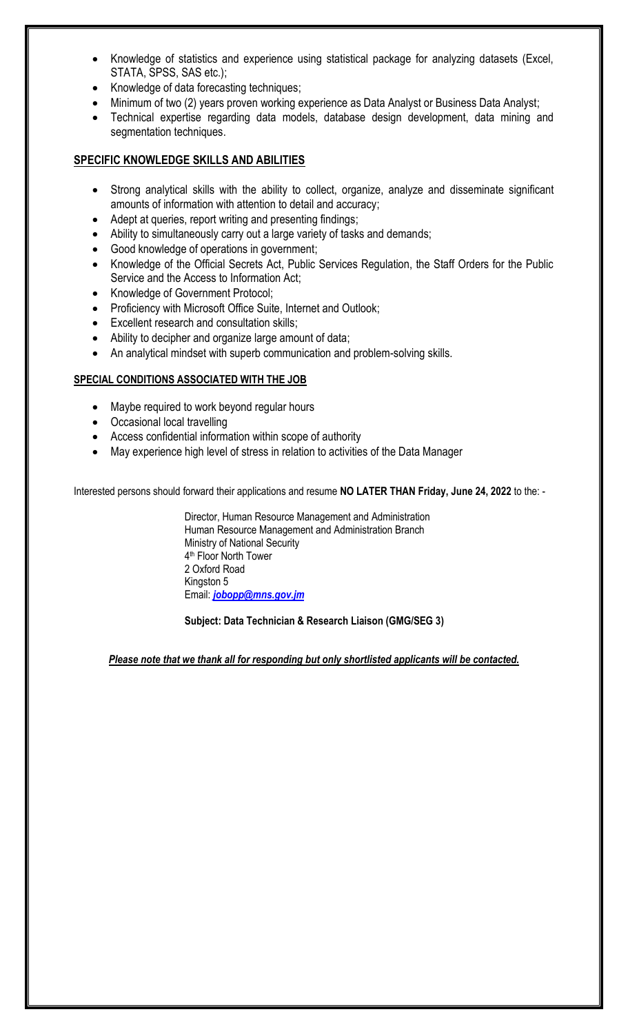- Knowledge of statistics and experience using statistical package for analyzing datasets (Excel, STATA, SPSS, SAS etc.);
- Knowledge of data forecasting techniques;
- Minimum of two (2) years proven working experience as Data Analyst or Business Data Analyst;
- Technical expertise regarding data models, database design development, data mining and segmentation techniques.

## SPECIFIC KNOWLEDGE SKILLS AND ABILITIES

- Strong analytical skills with the ability to collect, organize, analyze and disseminate significant amounts of information with attention to detail and accuracy;
- Adept at queries, report writing and presenting findings;
- Ability to simultaneously carry out a large variety of tasks and demands;
- Good knowledge of operations in government;
- Knowledge of the Official Secrets Act, Public Services Regulation, the Staff Orders for the Public Service and the Access to Information Act;
- Knowledge of Government Protocol;
- Proficiency with Microsoft Office Suite, Internet and Outlook;
- Excellent research and consultation skills;
- Ability to decipher and organize large amount of data;
- An analytical mindset with superb communication and problem-solving skills.

## SPECIAL CONDITIONS ASSOCIATED WITH THE JOB

- Maybe required to work beyond regular hours
- Occasional local travelling
- Access confidential information within scope of authority
- May experience high level of stress in relation to activities of the Data Manager

Interested persons should forward their applications and resume **NO LATER THAN Friday, June 24, 2022** to the: -

Director, Human Resource Management and Administration
Human Resource Management and Administration Branch
Ministry of National Security
4th Floor North Tower
2 Oxford Road
Kingston 5
Email: ***jobopp@mns.gov.jm***

**Subject: Data Technician & Research Liaison (GMG/SEG 3)**

***Please note that we thank all for responding but only shortlisted applicants will be contacted.***